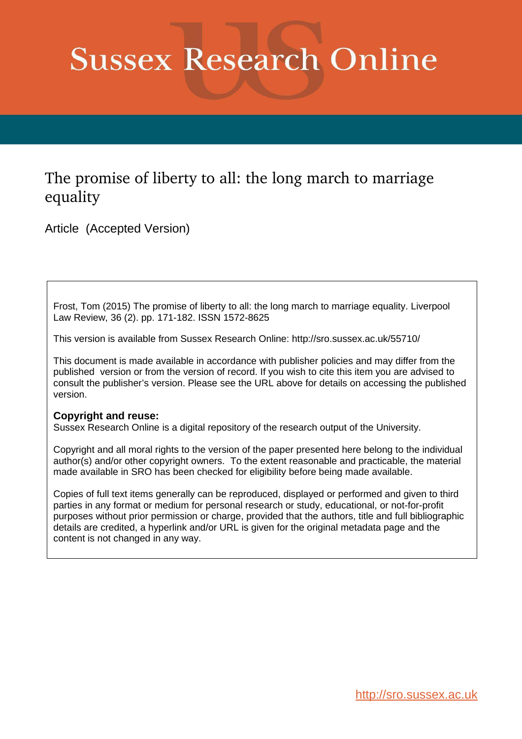# Sussex Research Online

## The promise of liberty to all: the long march to marriage equality

Article (Accepted Version)

Frost, Tom (2015) The promise of liberty to all: the long march to marriage equality. Liverpool Law Review, 36 (2). pp. 171-182. ISSN 1572-8625

This version is available from Sussex Research Online: http://sro.sussex.ac.uk/55710/

This document is made available in accordance with publisher policies and may differ from the published version or from the version of record. If you wish to cite this item you are advised to consult the publisher's version. Please see the URL above for details on accessing the published version.

**Copyright and reuse:**
Sussex Research Online is a digital repository of the research output of the University.

Copyright and all moral rights to the version of the paper presented here belong to the individual author(s) and/or other copyright owners. To the extent reasonable and practicable, the material made available in SRO has been checked for eligibility before being made available.

Copies of full text items generally can be reproduced, displayed or performed and given to third parties in any format or medium for personal research or study, educational, or not-for-profit purposes without prior permission or charge, provided that the authors, title and full bibliographic details are credited, a hyperlink and/or URL is given for the original metadata page and the content is not changed in any way.

http://sro.sussex.ac.uk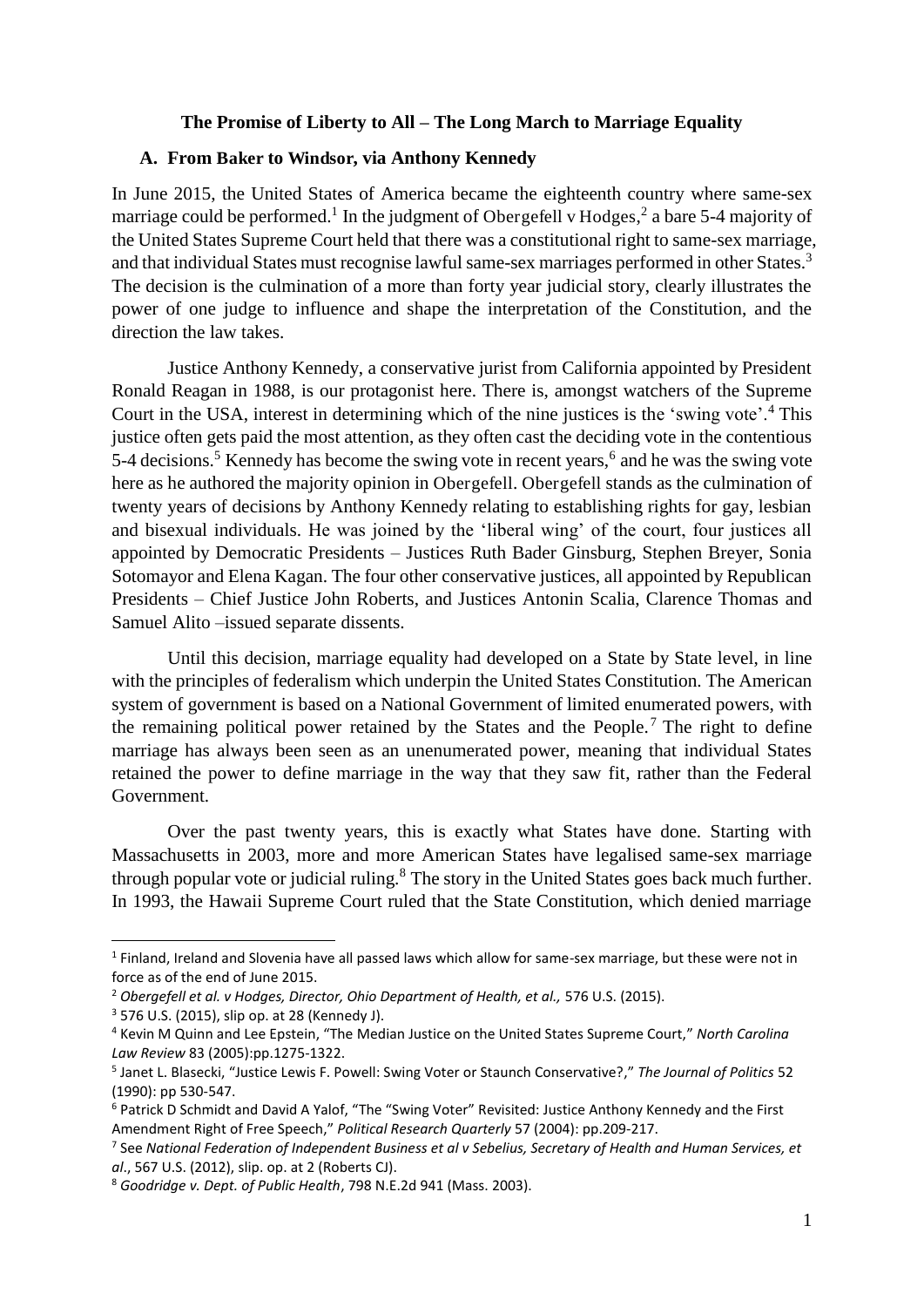**The Promise of Liberty to All – The Long March to Marriage Equality**

## A. From Baker to Windsor, via Anthony Kennedy

In June 2015, the United States of America became the eighteenth country where same-sex marriage could be performed.[1] In the judgment of Obergefell v Hodges,[2] a bare 5-4 majority of the United States Supreme Court held that there was a constitutional right to same-sex marriage, and that individual States must recognise lawful same-sex marriages performed in other States.[3] The decision is the culmination of a more than forty year judicial story, clearly illustrates the power of one judge to influence and shape the interpretation of the Constitution, and the direction the law takes.

Justice Anthony Kennedy, a conservative jurist from California appointed by President Ronald Reagan in 1988, is our protagonist here. There is, amongst watchers of the Supreme Court in the USA, interest in determining which of the nine justices is the 'swing vote'.[4] This justice often gets paid the most attention, as they often cast the deciding vote in the contentious 5-4 decisions.[5] Kennedy has become the swing vote in recent years,[6] and he was the swing vote here as he authored the majority opinion in Obergefell. Obergefell stands as the culmination of twenty years of decisions by Anthony Kennedy relating to establishing rights for gay, lesbian and bisexual individuals. He was joined by the 'liberal wing' of the court, four justices all appointed by Democratic Presidents – Justices Ruth Bader Ginsburg, Stephen Breyer, Sonia Sotomayor and Elena Kagan. The four other conservative justices, all appointed by Republican Presidents – Chief Justice John Roberts, and Justices Antonin Scalia, Clarence Thomas and Samuel Alito –issued separate dissents.

Until this decision, marriage equality had developed on a State by State level, in line with the principles of federalism which underpin the United States Constitution. The American system of government is based on a National Government of limited enumerated powers, with the remaining political power retained by the States and the People.[7] The right to define marriage has always been seen as an unenumerated power, meaning that individual States retained the power to define marriage in the way that they saw fit, rather than the Federal Government.

Over the past twenty years, this is exactly what States have done. Starting with Massachusetts in 2003, more and more American States have legalised same-sex marriage through popular vote or judicial ruling.[8] The story in the United States goes back much further. In 1993, the Hawaii Supreme Court ruled that the State Constitution, which denied marriage

---

[1] Finland, Ireland and Slovenia have all passed laws which allow for same-sex marriage, but these were not in force as of the end of June 2015.

[2] *Obergefell et al. v Hodges, Director, Ohio Department of Health, et al.,* 576 U.S. (2015).

[3] 576 U.S. (2015), slip op. at 28 (Kennedy J).

[4] Kevin M Quinn and Lee Epstein, "The Median Justice on the United States Supreme Court," *North Carolina Law Review* 83 (2005):pp.1275-1322.

[5] Janet L. Blasecki, "Justice Lewis F. Powell: Swing Voter or Staunch Conservative?," *The Journal of Politics* 52 (1990): pp 530-547.

[6] Patrick D Schmidt and David A Yalof, "The "Swing Voter" Revisited: Justice Anthony Kennedy and the First Amendment Right of Free Speech," *Political Research Quarterly* 57 (2004): pp.209-217.

[7] See *National Federation of Independent Business et al v Sebelius, Secretary of Health and Human Services, et al*., 567 U.S. (2012), slip. op. at 2 (Roberts CJ).

[8] *Goodridge v. Dept. of Public Health*, 798 N.E.2d 941 (Mass. 2003).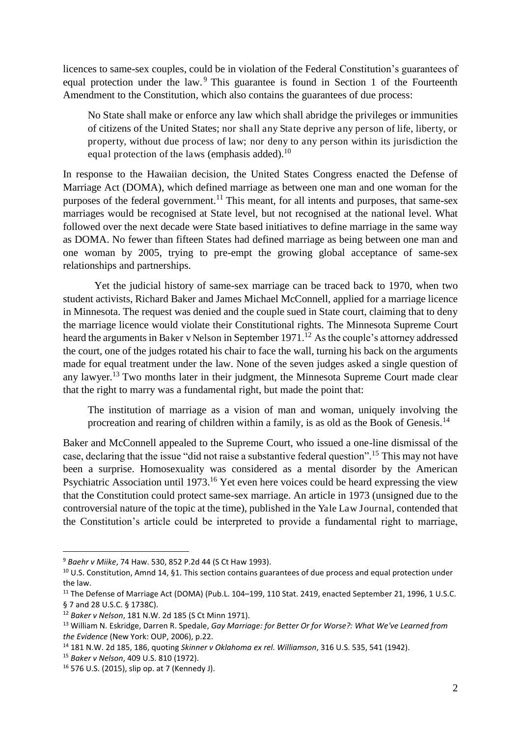licences to same-sex couples, could be in violation of the Federal Constitution's guarantees of equal protection under the law.[9] This guarantee is found in Section 1 of the Fourteenth Amendment to the Constitution, which also contains the guarantees of due process:

> No State shall make or enforce any law which shall abridge the privileges or immunities of citizens of the United States; nor shall any State deprive any person of life, liberty, or property, without due process of law; nor deny to any person within its jurisdiction the equal protection of the laws (emphasis added).[10]

In response to the Hawaiian decision, the United States Congress enacted the Defense of Marriage Act (DOMA), which defined marriage as between one man and one woman for the purposes of the federal government.[11] This meant, for all intents and purposes, that same-sex marriages would be recognised at State level, but not recognised at the national level. What followed over the next decade were State based initiatives to define marriage in the same way as DOMA. No fewer than fifteen States had defined marriage as being between one man and one woman by 2005, trying to pre-empt the growing global acceptance of same-sex relationships and partnerships.

Yet the judicial history of same-sex marriage can be traced back to 1970, when two student activists, Richard Baker and James Michael McConnell, applied for a marriage licence in Minnesota. The request was denied and the couple sued in State court, claiming that to deny the marriage licence would violate their Constitutional rights. The Minnesota Supreme Court heard the arguments in Baker v Nelson in September 1971.[12] As the couple's attorney addressed the court, one of the judges rotated his chair to face the wall, turning his back on the arguments made for equal treatment under the law. None of the seven judges asked a single question of any lawyer.[13] Two months later in their judgment, the Minnesota Supreme Court made clear that the right to marry was a fundamental right, but made the point that:

> The institution of marriage as a vision of man and woman, uniquely involving the procreation and rearing of children within a family, is as old as the Book of Genesis.[14]

Baker and McConnell appealed to the Supreme Court, who issued a one-line dismissal of the case, declaring that the issue "did not raise a substantive federal question".[15] This may not have been a surprise. Homosexuality was considered as a mental disorder by the American Psychiatric Association until 1973.[16] Yet even here voices could be heard expressing the view that the Constitution could protect same-sex marriage. An article in 1973 (unsigned due to the controversial nature of the topic at the time), published in the Yale Law Journal, contended that the Constitution's article could be interpreted to provide a fundamental right to marriage,

---

[9] *Baehr v Miike*, 74 Haw. 530, 852 P.2d 44 (S Ct Haw 1993).

[10] U.S. Constitution, Amnd 14, §1. This section contains guarantees of due process and equal protection under the law.

[11] The Defense of Marriage Act (DOMA) (Pub.L. 104–199, 110 Stat. 2419, enacted September 21, 1996, 1 U.S.C. § 7 and 28 U.S.C. § 1738C).

[12] *Baker v Nelson*, 181 N.W. 2d 185 (S Ct Minn 1971).

[13] William N. Eskridge, Darren R. Spedale, *Gay Marriage: for Better Or for Worse?: What We've Learned from the Evidence* (New York: OUP, 2006), p.22.

[14] 181 N.W. 2d 185, 186, quoting *Skinner v Oklahoma ex rel. Williamson*, 316 U.S. 535, 541 (1942).

[15] *Baker v Nelson*, 409 U.S. 810 (1972).

[16] 576 U.S. (2015), slip op. at 7 (Kennedy J).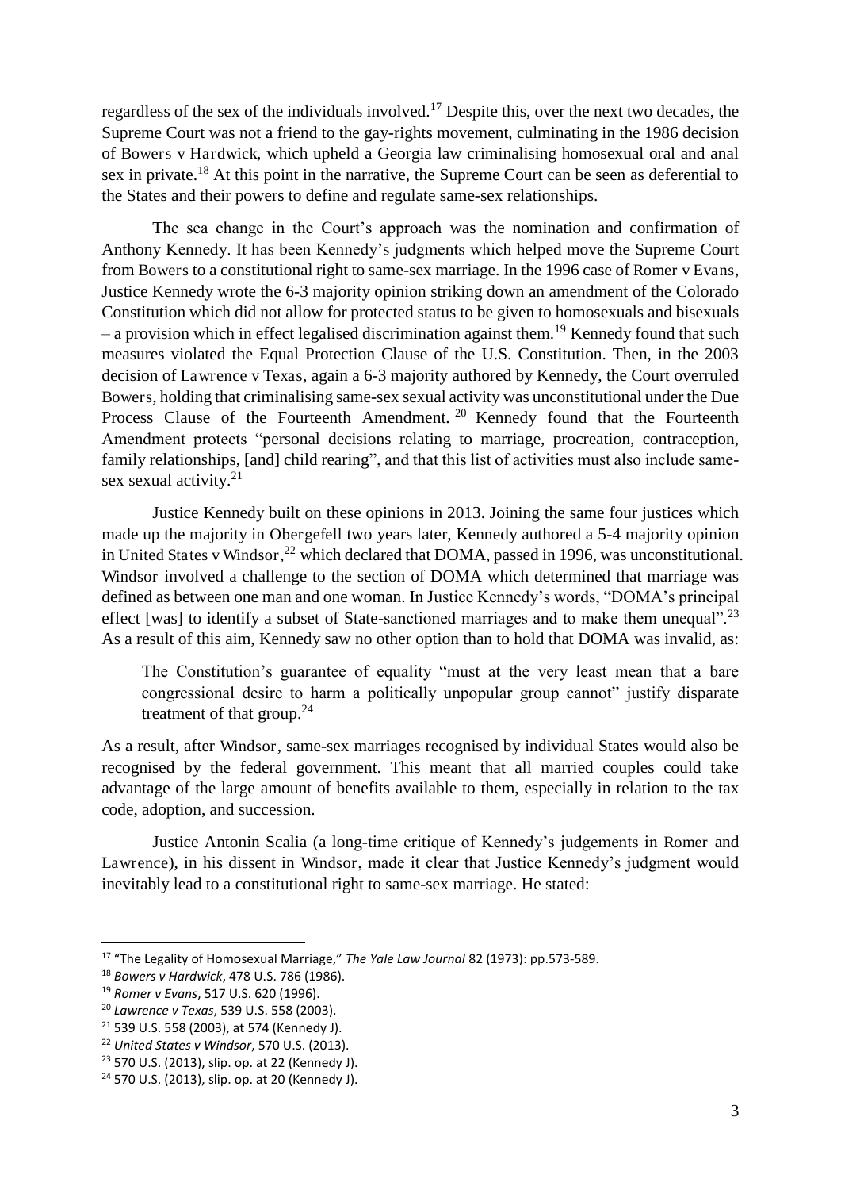regardless of the sex of the individuals involved.[17] Despite this, over the next two decades, the Supreme Court was not a friend to the gay-rights movement, culminating in the 1986 decision of Bowers v Hardwick, which upheld a Georgia law criminalising homosexual oral and anal sex in private.[18] At this point in the narrative, the Supreme Court can be seen as deferential to the States and their powers to define and regulate same-sex relationships.

The sea change in the Court's approach was the nomination and confirmation of Anthony Kennedy. It has been Kennedy's judgments which helped move the Supreme Court from Bowers to a constitutional right to same-sex marriage. In the 1996 case of Romer v Evans, Justice Kennedy wrote the 6-3 majority opinion striking down an amendment of the Colorado Constitution which did not allow for protected status to be given to homosexuals and bisexuals – a provision which in effect legalised discrimination against them.[19] Kennedy found that such measures violated the Equal Protection Clause of the U.S. Constitution. Then, in the 2003 decision of Lawrence v Texas, again a 6-3 majority authored by Kennedy, the Court overruled Bowers, holding that criminalising same-sex sexual activity was unconstitutional under the Due Process Clause of the Fourteenth Amendment.[20] Kennedy found that the Fourteenth Amendment protects "personal decisions relating to marriage, procreation, contraception, family relationships, [and] child rearing", and that this list of activities must also include same-sex sexual activity.[21]

Justice Kennedy built on these opinions in 2013. Joining the same four justices which made up the majority in Obergefell two years later, Kennedy authored a 5-4 majority opinion in United States v Windsor,[22] which declared that DOMA, passed in 1996, was unconstitutional. Windsor involved a challenge to the section of DOMA which determined that marriage was defined as between one man and one woman. In Justice Kennedy's words, "DOMA's principal effect [was] to identify a subset of State-sanctioned marriages and to make them unequal".[23] As a result of this aim, Kennedy saw no other option than to hold that DOMA was invalid, as:

> The Constitution's guarantee of equality "must at the very least mean that a bare congressional desire to harm a politically unpopular group cannot" justify disparate treatment of that group.[24]

As a result, after Windsor, same-sex marriages recognised by individual States would also be recognised by the federal government. This meant that all married couples could take advantage of the large amount of benefits available to them, especially in relation to the tax code, adoption, and succession.

Justice Antonin Scalia (a long-time critique of Kennedy's judgements in Romer and Lawrence), in his dissent in Windsor, made it clear that Justice Kennedy's judgment would inevitably lead to a constitutional right to same-sex marriage. He stated:

---

[17] "The Legality of Homosexual Marriage," *The Yale Law Journal* 82 (1973): pp.573-589.

[18] *Bowers v Hardwick*, 478 U.S. 786 (1986).

[19] *Romer v Evans*, 517 U.S. 620 (1996).

[20] *Lawrence v Texas*, 539 U.S. 558 (2003).

[21] 539 U.S. 558 (2003), at 574 (Kennedy J).

[22] *United States v Windsor*, 570 U.S. (2013).

[23] 570 U.S. (2013), slip. op. at 22 (Kennedy J).

[24] 570 U.S. (2013), slip. op. at 20 (Kennedy J).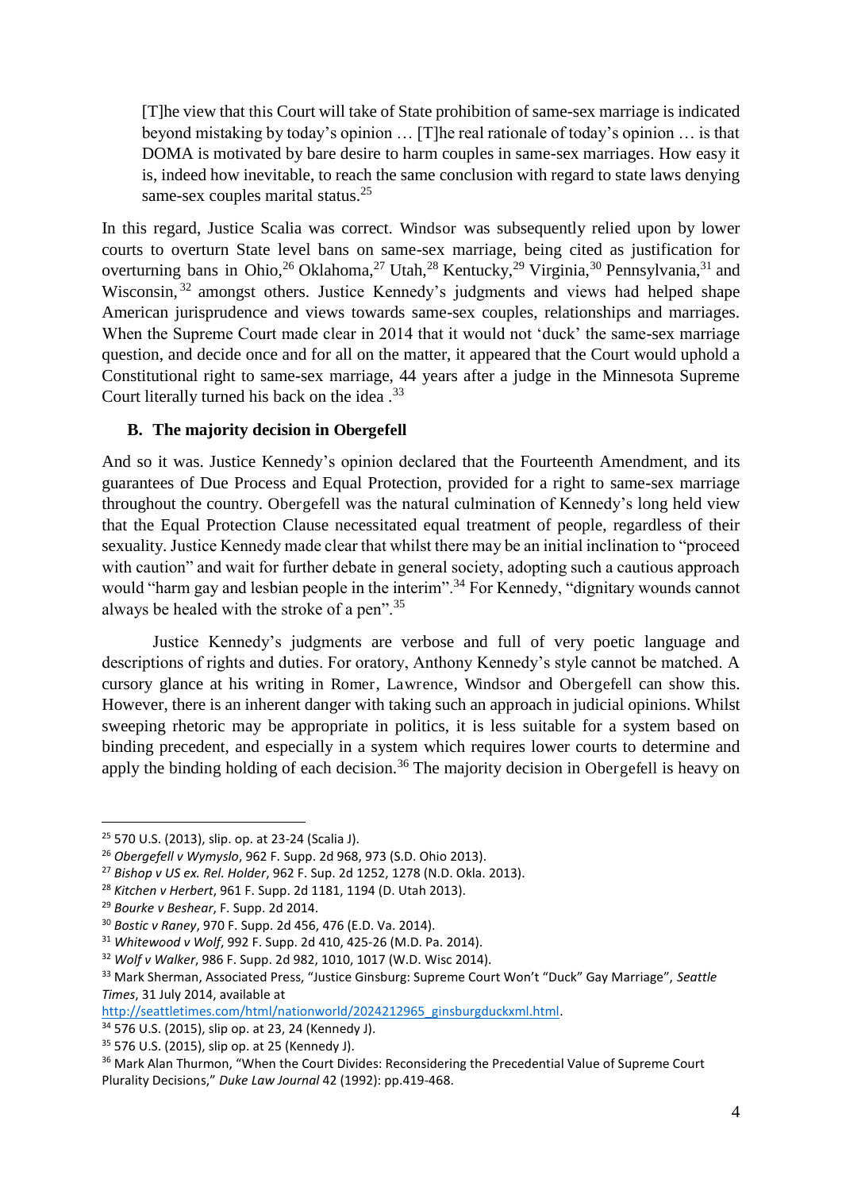> [T]he view that this Court will take of State prohibition of same-sex marriage is indicated beyond mistaking by today's opinion … [T]he real rationale of today's opinion … is that DOMA is motivated by bare desire to harm couples in same-sex marriages. How easy it is, indeed how inevitable, to reach the same conclusion with regard to state laws denying same-sex couples marital status.[25]

In this regard, Justice Scalia was correct. Windsor was subsequently relied upon by lower courts to overturn State level bans on same-sex marriage, being cited as justification for overturning bans in Ohio,[26] Oklahoma,[27] Utah,[28] Kentucky,[29] Virginia,[30] Pennsylvania,[31] and Wisconsin,[32] amongst others. Justice Kennedy's judgments and views had helped shape American jurisprudence and views towards same-sex couples, relationships and marriages. When the Supreme Court made clear in 2014 that it would not 'duck' the same-sex marriage question, and decide once and for all on the matter, it appeared that the Court would uphold a Constitutional right to same-sex marriage, 44 years after a judge in the Minnesota Supreme Court literally turned his back on the idea .[33]

### B. The majority decision in Obergefell

And so it was. Justice Kennedy's opinion declared that the Fourteenth Amendment, and its guarantees of Due Process and Equal Protection, provided for a right to same-sex marriage throughout the country. Obergefell was the natural culmination of Kennedy's long held view that the Equal Protection Clause necessitated equal treatment of people, regardless of their sexuality. Justice Kennedy made clear that whilst there may be an initial inclination to "proceed with caution" and wait for further debate in general society, adopting such a cautious approach would "harm gay and lesbian people in the interim".[34] For Kennedy, "dignitary wounds cannot always be healed with the stroke of a pen".[35]

Justice Kennedy's judgments are verbose and full of very poetic language and descriptions of rights and duties. For oratory, Anthony Kennedy's style cannot be matched. A cursory glance at his writing in Romer, Lawrence, Windsor and Obergefell can show this. However, there is an inherent danger with taking such an approach in judicial opinions. Whilst sweeping rhetoric may be appropriate in politics, it is less suitable for a system based on binding precedent, and especially in a system which requires lower courts to determine and apply the binding holding of each decision.[36] The majority decision in Obergefell is heavy on

---

[25] 570 U.S. (2013), slip. op. at 23-24 (Scalia J).

[26] *Obergefell v Wymyslo*, 962 F. Supp. 2d 968, 973 (S.D. Ohio 2013).

[27] *Bishop v US ex. Rel. Holder*, 962 F. Sup. 2d 1252, 1278 (N.D. Okla. 2013).

[28] *Kitchen v Herbert*, 961 F. Supp. 2d 1181, 1194 (D. Utah 2013).

[29] *Bourke v Beshear*, F. Supp. 2d 2014.

[30] *Bostic v Raney*, 970 F. Supp. 2d 456, 476 (E.D. Va. 2014).

[31] *Whitewood v Wolf*, 992 F. Supp. 2d 410, 425-26 (M.D. Pa. 2014).

[32] *Wolf v Walker*, 986 F. Supp. 2d 982, 1010, 1017 (W.D. Wisc 2014).

[33] Mark Sherman, Associated Press, "Justice Ginsburg: Supreme Court Won't "Duck" Gay Marriage", *Seattle Times*, 31 July 2014, available at http://seattletimes.com/html/nationworld/2024212965_ginsburgduckxml.html.

[34] 576 U.S. (2015), slip op. at 23, 24 (Kennedy J).

[35] 576 U.S. (2015), slip op. at 25 (Kennedy J).

[36] Mark Alan Thurmon, "When the Court Divides: Reconsidering the Precedential Value of Supreme Court Plurality Decisions," *Duke Law Journal* 42 (1992): pp.419-468.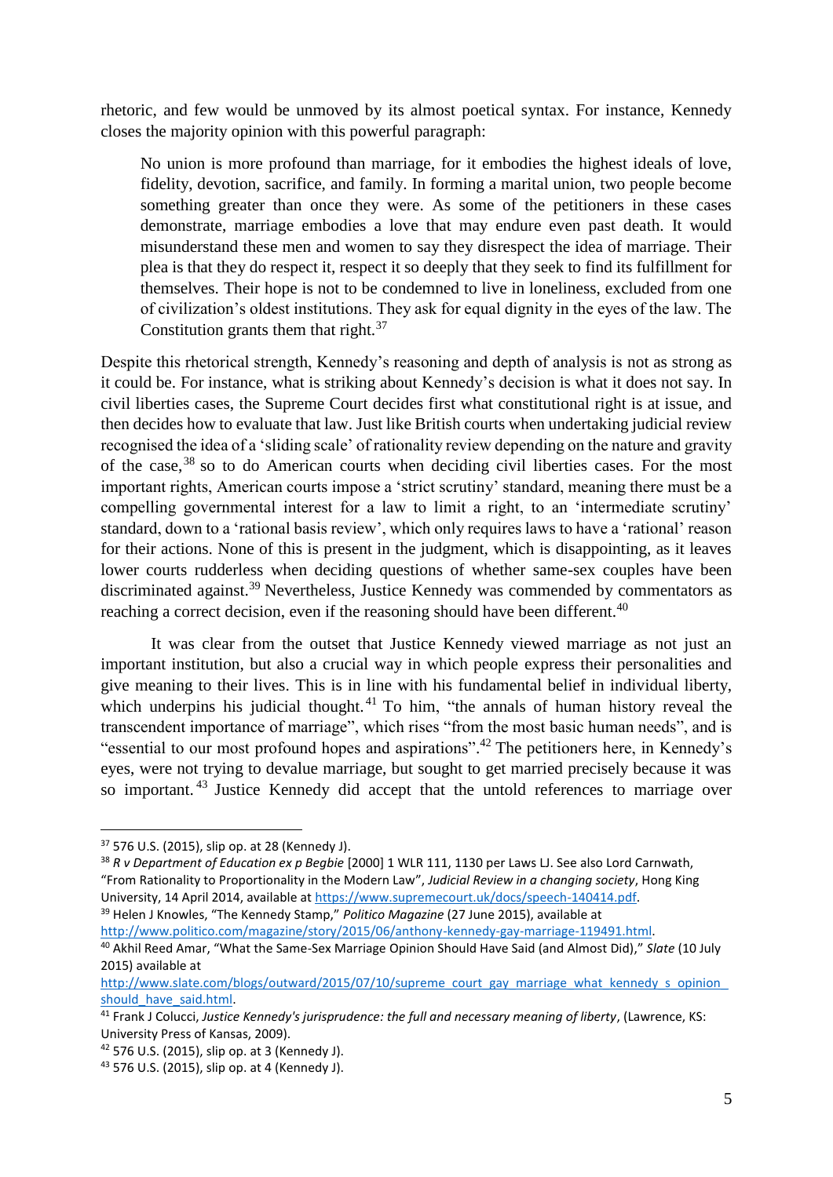rhetoric, and few would be unmoved by its almost poetical syntax. For instance, Kennedy closes the majority opinion with this powerful paragraph:

> No union is more profound than marriage, for it embodies the highest ideals of love, fidelity, devotion, sacrifice, and family. In forming a marital union, two people become something greater than once they were. As some of the petitioners in these cases demonstrate, marriage embodies a love that may endure even past death. It would misunderstand these men and women to say they disrespect the idea of marriage. Their plea is that they do respect it, respect it so deeply that they seek to find its fulfillment for themselves. Their hope is not to be condemned to live in loneliness, excluded from one of civilization's oldest institutions. They ask for equal dignity in the eyes of the law. The Constitution grants them that right.[37]

Despite this rhetorical strength, Kennedy's reasoning and depth of analysis is not as strong as it could be. For instance, what is striking about Kennedy's decision is what it does not say. In civil liberties cases, the Supreme Court decides first what constitutional right is at issue, and then decides how to evaluate that law. Just like British courts when undertaking judicial review recognised the idea of a 'sliding scale' of rationality review depending on the nature and gravity of the case,[38] so to do American courts when deciding civil liberties cases. For the most important rights, American courts impose a 'strict scrutiny' standard, meaning there must be a compelling governmental interest for a law to limit a right, to an 'intermediate scrutiny' standard, down to a 'rational basis review', which only requires laws to have a 'rational' reason for their actions. None of this is present in the judgment, which is disappointing, as it leaves lower courts rudderless when deciding questions of whether same-sex couples have been discriminated against.[39] Nevertheless, Justice Kennedy was commended by commentators as reaching a correct decision, even if the reasoning should have been different.[40]

It was clear from the outset that Justice Kennedy viewed marriage as not just an important institution, but also a crucial way in which people express their personalities and give meaning to their lives. This is in line with his fundamental belief in individual liberty, which underpins his judicial thought.[41] To him, "the annals of human history reveal the transcendent importance of marriage", which rises "from the most basic human needs", and is "essential to our most profound hopes and aspirations".[42] The petitioners here, in Kennedy's eyes, were not trying to devalue marriage, but sought to get married precisely because it was so important.[43] Justice Kennedy did accept that the untold references to marriage over

---

[37] 576 U.S. (2015), slip op. at 28 (Kennedy J).

[38] *R v Department of Education ex p Begbie* [2000] 1 WLR 111, 1130 per Laws LJ. See also Lord Carnwath, "From Rationality to Proportionality in the Modern Law", *Judicial Review in a changing society*, Hong King University, 14 April 2014, available at https://www.supremecourt.uk/docs/speech-140414.pdf.

[39] Helen J Knowles, "The Kennedy Stamp," *Politico Magazine* (27 June 2015), available at http://www.politico.com/magazine/story/2015/06/anthony-kennedy-gay-marriage-119491.html.

[40] Akhil Reed Amar, "What the Same-Sex Marriage Opinion Should Have Said (and Almost Did)," *Slate* (10 July 2015) available at http://www.slate.com/blogs/outward/2015/07/10/supreme_court_gay_marriage_what_kennedy_s_opinion_should_have_said.html.

[41] Frank J Colucci, *Justice Kennedy's jurisprudence: the full and necessary meaning of liberty*, (Lawrence, KS: University Press of Kansas, 2009).

[42] 576 U.S. (2015), slip op. at 3 (Kennedy J).

[43] 576 U.S. (2015), slip op. at 4 (Kennedy J).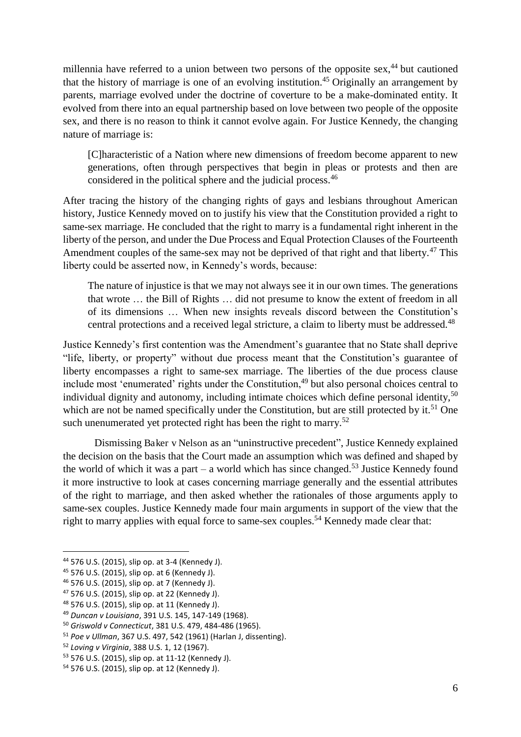millennia have referred to a union between two persons of the opposite sex,[44] but cautioned that the history of marriage is one of an evolving institution.[45] Originally an arrangement by parents, marriage evolved under the doctrine of coverture to be a make-dominated entity. It evolved from there into an equal partnership based on love between two people of the opposite sex, and there is no reason to think it cannot evolve again. For Justice Kennedy, the changing nature of marriage is:

> [C]haracteristic of a Nation where new dimensions of freedom become apparent to new generations, often through perspectives that begin in pleas or protests and then are considered in the political sphere and the judicial process.[46]

After tracing the history of the changing rights of gays and lesbians throughout American history, Justice Kennedy moved on to justify his view that the Constitution provided a right to same-sex marriage. He concluded that the right to marry is a fundamental right inherent in the liberty of the person, and under the Due Process and Equal Protection Clauses of the Fourteenth Amendment couples of the same-sex may not be deprived of that right and that liberty.[47] This liberty could be asserted now, in Kennedy's words, because:

> The nature of injustice is that we may not always see it in our own times. The generations that wrote … the Bill of Rights … did not presume to know the extent of freedom in all of its dimensions … When new insights reveals discord between the Constitution's central protections and a received legal stricture, a claim to liberty must be addressed.[48]

Justice Kennedy's first contention was the Amendment's guarantee that no State shall deprive "life, liberty, or property" without due process meant that the Constitution's guarantee of liberty encompasses a right to same-sex marriage. The liberties of the due process clause include most 'enumerated' rights under the Constitution,[49] but also personal choices central to individual dignity and autonomy, including intimate choices which define personal identity,[50] which are not be named specifically under the Constitution, but are still protected by it.[51] One such unenumerated yet protected right has been the right to marry.[52]

Dismissing Baker v Nelson as an "uninstructive precedent", Justice Kennedy explained the decision on the basis that the Court made an assumption which was defined and shaped by the world of which it was a part – a world which has since changed.[53] Justice Kennedy found it more instructive to look at cases concerning marriage generally and the essential attributes of the right to marriage, and then asked whether the rationales of those arguments apply to same-sex couples. Justice Kennedy made four main arguments in support of the view that the right to marry applies with equal force to same-sex couples.[54] Kennedy made clear that:

---

[44] 576 U.S. (2015), slip op. at 3-4 (Kennedy J).
[45] 576 U.S. (2015), slip op. at 6 (Kennedy J).
[46] 576 U.S. (2015), slip op. at 7 (Kennedy J).
[47] 576 U.S. (2015), slip op. at 22 (Kennedy J).
[48] 576 U.S. (2015), slip op. at 11 (Kennedy J).
[49] *Duncan v Louisiana*, 391 U.S. 145, 147-149 (1968).
[50] *Griswold v Connecticut*, 381 U.S. 479, 484-486 (1965).
[51] *Poe v Ullman*, 367 U.S. 497, 542 (1961) (Harlan J, dissenting).
[52] *Loving v Virginia*, 388 U.S. 1, 12 (1967).
[53] 576 U.S. (2015), slip op. at 11-12 (Kennedy J).
[54] 576 U.S. (2015), slip op. at 12 (Kennedy J).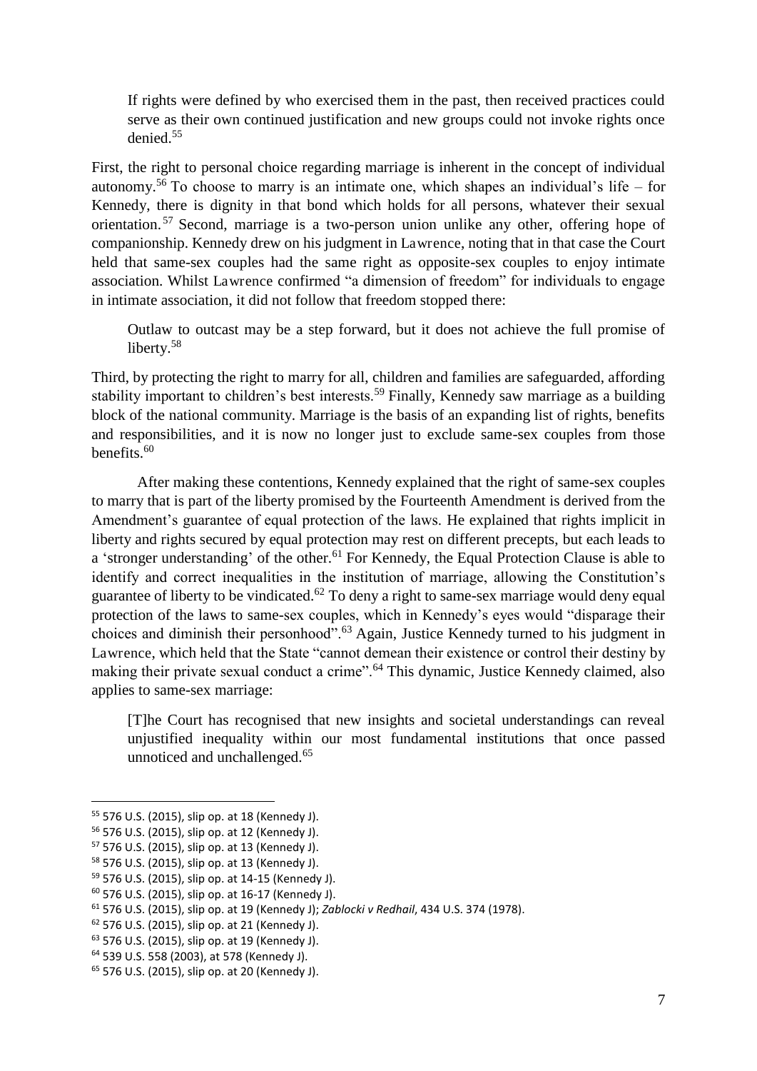> If rights were defined by who exercised them in the past, then received practices could serve as their own continued justification and new groups could not invoke rights once denied.[55]

First, the right to personal choice regarding marriage is inherent in the concept of individual autonomy.[56] To choose to marry is an intimate one, which shapes an individual's life – for Kennedy, there is dignity in that bond which holds for all persons, whatever their sexual orientation.[57] Second, marriage is a two-person union unlike any other, offering hope of companionship. Kennedy drew on his judgment in Lawrence, noting that in that case the Court held that same-sex couples had the same right as opposite-sex couples to enjoy intimate association. Whilst Lawrence confirmed "a dimension of freedom" for individuals to engage in intimate association, it did not follow that freedom stopped there:

> Outlaw to outcast may be a step forward, but it does not achieve the full promise of liberty.[58]

Third, by protecting the right to marry for all, children and families are safeguarded, affording stability important to children's best interests.[59] Finally, Kennedy saw marriage as a building block of the national community. Marriage is the basis of an expanding list of rights, benefits and responsibilities, and it is now no longer just to exclude same-sex couples from those benefits.[60]

After making these contentions, Kennedy explained that the right of same-sex couples to marry that is part of the liberty promised by the Fourteenth Amendment is derived from the Amendment's guarantee of equal protection of the laws. He explained that rights implicit in liberty and rights secured by equal protection may rest on different precepts, but each leads to a 'stronger understanding' of the other.[61] For Kennedy, the Equal Protection Clause is able to identify and correct inequalities in the institution of marriage, allowing the Constitution's guarantee of liberty to be vindicated.[62] To deny a right to same-sex marriage would deny equal protection of the laws to same-sex couples, which in Kennedy's eyes would "disparage their choices and diminish their personhood".[63] Again, Justice Kennedy turned to his judgment in Lawrence, which held that the State "cannot demean their existence or control their destiny by making their private sexual conduct a crime".[64] This dynamic, Justice Kennedy claimed, also applies to same-sex marriage:

> [T]he Court has recognised that new insights and societal understandings can reveal unjustified inequality within our most fundamental institutions that once passed unnoticed and unchallenged.[65]

---

[55] 576 U.S. (2015), slip op. at 18 (Kennedy J).
[56] 576 U.S. (2015), slip op. at 12 (Kennedy J).
[57] 576 U.S. (2015), slip op. at 13 (Kennedy J).
[58] 576 U.S. (2015), slip op. at 13 (Kennedy J).
[59] 576 U.S. (2015), slip op. at 14-15 (Kennedy J).
[60] 576 U.S. (2015), slip op. at 16-17 (Kennedy J).
[61] 576 U.S. (2015), slip op. at 19 (Kennedy J); *Zablocki v Redhail*, 434 U.S. 374 (1978).
[62] 576 U.S. (2015), slip op. at 21 (Kennedy J).
[63] 576 U.S. (2015), slip op. at 19 (Kennedy J).
[64] 539 U.S. 558 (2003), at 578 (Kennedy J).
[65] 576 U.S. (2015), slip op. at 20 (Kennedy J).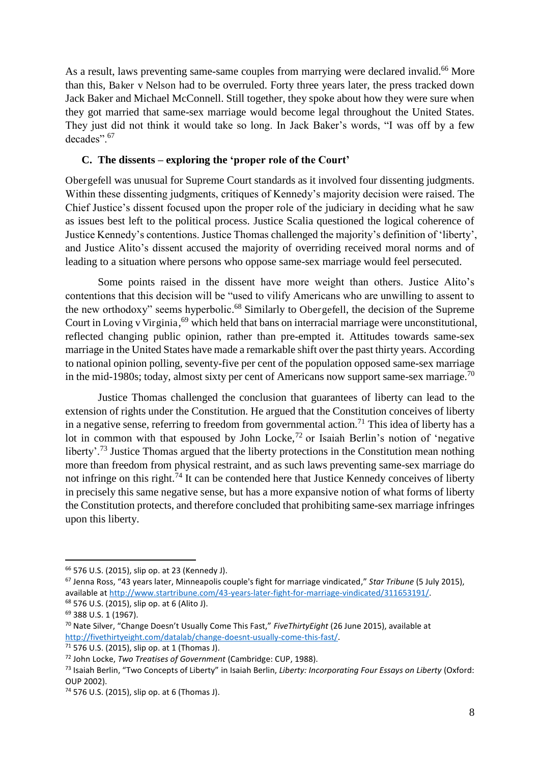As a result, laws preventing same-same couples from marrying were declared invalid.[66] More than this, Baker v Nelson had to be overruled. Forty three years later, the press tracked down Jack Baker and Michael McConnell. Still together, they spoke about how they were sure when they got married that same-sex marriage would become legal throughout the United States. They just did not think it would take so long. In Jack Baker's words, "I was off by a few decades".[67]

### C. The dissents – exploring the 'proper role of the Court'

Obergefell was unusual for Supreme Court standards as it involved four dissenting judgments. Within these dissenting judgments, critiques of Kennedy's majority decision were raised. The Chief Justice's dissent focused upon the proper role of the judiciary in deciding what he saw as issues best left to the political process. Justice Scalia questioned the logical coherence of Justice Kennedy's contentions. Justice Thomas challenged the majority's definition of 'liberty', and Justice Alito's dissent accused the majority of overriding received moral norms and of leading to a situation where persons who oppose same-sex marriage would feel persecuted.

Some points raised in the dissent have more weight than others. Justice Alito's contentions that this decision will be "used to vilify Americans who are unwilling to assent to the new orthodoxy" seems hyperbolic.[68] Similarly to Obergefell, the decision of the Supreme Court in Loving v Virginia,[69] which held that bans on interracial marriage were unconstitutional, reflected changing public opinion, rather than pre-empted it. Attitudes towards same-sex marriage in the United States have made a remarkable shift over the past thirty years. According to national opinion polling, seventy-five per cent of the population opposed same-sex marriage in the mid-1980s; today, almost sixty per cent of Americans now support same-sex marriage.[70]

Justice Thomas challenged the conclusion that guarantees of liberty can lead to the extension of rights under the Constitution. He argued that the Constitution conceives of liberty in a negative sense, referring to freedom from governmental action.[71] This idea of liberty has a lot in common with that espoused by John Locke,[72] or Isaiah Berlin's notion of 'negative liberty'.[73] Justice Thomas argued that the liberty protections in the Constitution mean nothing more than freedom from physical restraint, and as such laws preventing same-sex marriage do not infringe on this right.[74] It can be contended here that Justice Kennedy conceives of liberty in precisely this same negative sense, but has a more expansive notion of what forms of liberty the Constitution protects, and therefore concluded that prohibiting same-sex marriage infringes upon this liberty.

---

[66] 576 U.S. (2015), slip op. at 23 (Kennedy J).

[67] Jenna Ross, "43 years later, Minneapolis couple's fight for marriage vindicated," *Star Tribune* (5 July 2015), available at http://www.startribune.com/43-years-later-fight-for-marriage-vindicated/311653191/.

[68] 576 U.S. (2015), slip op. at 6 (Alito J).

[69] 388 U.S. 1 (1967).

[70] Nate Silver, "Change Doesn't Usually Come This Fast," *FiveThirtyEight* (26 June 2015), available at http://fivethirtyeight.com/datalab/change-doesnt-usually-come-this-fast/.

[71] 576 U.S. (2015), slip op. at 1 (Thomas J).

[72] John Locke, *Two Treatises of Government* (Cambridge: CUP, 1988).

[73] Isaiah Berlin, "Two Concepts of Liberty" in Isaiah Berlin, *Liberty: Incorporating Four Essays on Liberty* (Oxford: OUP 2002).

[74] 576 U.S. (2015), slip op. at 6 (Thomas J).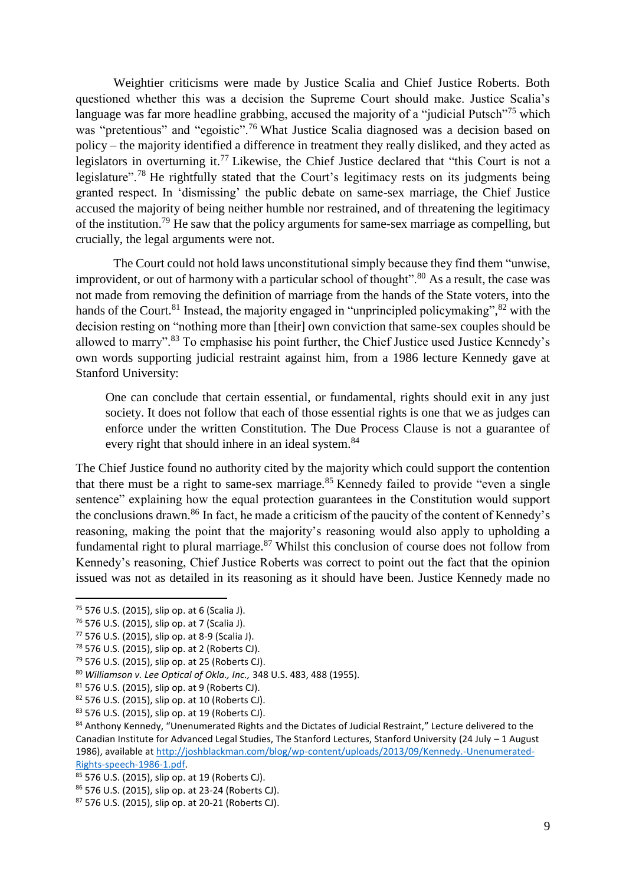Weightier criticisms were made by Justice Scalia and Chief Justice Roberts. Both questioned whether this was a decision the Supreme Court should make. Justice Scalia's language was far more headline grabbing, accused the majority of a "judicial Putsch"[75] which was "pretentious" and "egoistic".[76] What Justice Scalia diagnosed was a decision based on policy – the majority identified a difference in treatment they really disliked, and they acted as legislators in overturning it.[77] Likewise, the Chief Justice declared that "this Court is not a legislature".[78] He rightfully stated that the Court's legitimacy rests on its judgments being granted respect. In 'dismissing' the public debate on same-sex marriage, the Chief Justice accused the majority of being neither humble nor restrained, and of threatening the legitimacy of the institution.[79] He saw that the policy arguments for same-sex marriage as compelling, but crucially, the legal arguments were not.

The Court could not hold laws unconstitutional simply because they find them "unwise, improvident, or out of harmony with a particular school of thought".[80] As a result, the case was not made from removing the definition of marriage from the hands of the State voters, into the hands of the Court.[81] Instead, the majority engaged in "unprincipled policymaking",[82] with the decision resting on "nothing more than [their] own conviction that same-sex couples should be allowed to marry".[83] To emphasise his point further, the Chief Justice used Justice Kennedy's own words supporting judicial restraint against him, from a 1986 lecture Kennedy gave at Stanford University:

> One can conclude that certain essential, or fundamental, rights should exit in any just society. It does not follow that each of those essential rights is one that we as judges can enforce under the written Constitution. The Due Process Clause is not a guarantee of every right that should inhere in an ideal system.[84]

The Chief Justice found no authority cited by the majority which could support the contention that there must be a right to same-sex marriage.[85] Kennedy failed to provide "even a single sentence" explaining how the equal protection guarantees in the Constitution would support the conclusions drawn.[86] In fact, he made a criticism of the paucity of the content of Kennedy's reasoning, making the point that the majority's reasoning would also apply to upholding a fundamental right to plural marriage.[87] Whilst this conclusion of course does not follow from Kennedy's reasoning, Chief Justice Roberts was correct to point out the fact that the opinion issued was not as detailed in its reasoning as it should have been. Justice Kennedy made no

---

[75] 576 U.S. (2015), slip op. at 6 (Scalia J).

[76] 576 U.S. (2015), slip op. at 7 (Scalia J).

[77] 576 U.S. (2015), slip op. at 8-9 (Scalia J).

[78] 576 U.S. (2015), slip op. at 2 (Roberts CJ).

[79] 576 U.S. (2015), slip op. at 25 (Roberts CJ).

[80] *Williamson v. Lee Optical of Okla., Inc.,* 348 U.S. 483, 488 (1955).

[81] 576 U.S. (2015), slip op. at 9 (Roberts CJ).

[82] 576 U.S. (2015), slip op. at 10 (Roberts CJ).

[83] 576 U.S. (2015), slip op. at 19 (Roberts CJ).

[84] Anthony Kennedy, "Unenumerated Rights and the Dictates of Judicial Restraint," Lecture delivered to the Canadian Institute for Advanced Legal Studies, The Stanford Lectures, Stanford University (24 July – 1 August 1986), available at http://joshblackman.com/blog/wp-content/uploads/2013/09/Kennedy.-Unenumerated-Rights-speech-1986-1.pdf.

[85] 576 U.S. (2015), slip op. at 19 (Roberts CJ).

[86] 576 U.S. (2015), slip op. at 23-24 (Roberts CJ).

[87] 576 U.S. (2015), slip op. at 20-21 (Roberts CJ).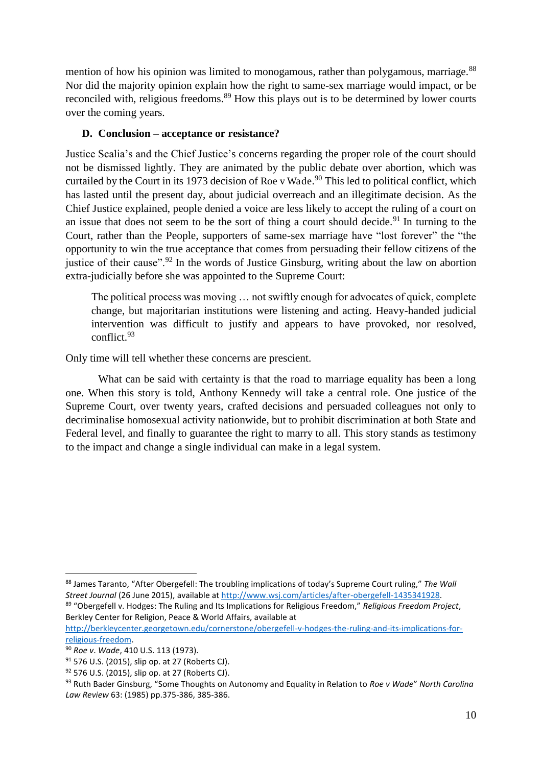mention of how his opinion was limited to monogamous, rather than polygamous, marriage.[88] Nor did the majority opinion explain how the right to same-sex marriage would impact, or be reconciled with, religious freedoms.[89] How this plays out is to be determined by lower courts over the coming years.

### D. Conclusion – acceptance or resistance?

Justice Scalia's and the Chief Justice's concerns regarding the proper role of the court should not be dismissed lightly. They are animated by the public debate over abortion, which was curtailed by the Court in its 1973 decision of Roe v Wade.[90] This led to political conflict, which has lasted until the present day, about judicial overreach and an illegitimate decision. As the Chief Justice explained, people denied a voice are less likely to accept the ruling of a court on an issue that does not seem to be the sort of thing a court should decide.[91] In turning to the Court, rather than the People, supporters of same-sex marriage have "lost forever" the "the opportunity to win the true acceptance that comes from persuading their fellow citizens of the justice of their cause".[92] In the words of Justice Ginsburg, writing about the law on abortion extra-judicially before she was appointed to the Supreme Court:

> The political process was moving … not swiftly enough for advocates of quick, complete change, but majoritarian institutions were listening and acting. Heavy-handed judicial intervention was difficult to justify and appears to have provoked, nor resolved, conflict.[93]

Only time will tell whether these concerns are prescient.

What can be said with certainty is that the road to marriage equality has been a long one. When this story is told, Anthony Kennedy will take a central role. One justice of the Supreme Court, over twenty years, crafted decisions and persuaded colleagues not only to decriminalise homosexual activity nationwide, but to prohibit discrimination at both State and Federal level, and finally to guarantee the right to marry to all. This story stands as testimony to the impact and change a single individual can make in a legal system.

---

[88] James Taranto, "After Obergefell: The troubling implications of today's Supreme Court ruling," *The Wall Street Journal* (26 June 2015), available at http://www.wsj.com/articles/after-obergefell-1435341928.

[89] "Obergefell v. Hodges: The Ruling and Its Implications for Religious Freedom," *Religious Freedom Project*, Berkley Center for Religion, Peace & World Affairs, available at http://berkleycenter.georgetown.edu/cornerstone/obergefell-v-hodges-the-ruling-and-its-implications-for-religious-freedom.

[90] *Roe v. Wade*, 410 U.S. 113 (1973).

[91] 576 U.S. (2015), slip op. at 27 (Roberts CJ).

[92] 576 U.S. (2015), slip op. at 27 (Roberts CJ).

[93] Ruth Bader Ginsburg, "Some Thoughts on Autonomy and Equality in Relation to *Roe v Wade*" *North Carolina Law Review* 63: (1985) pp.375-386, 385-386.